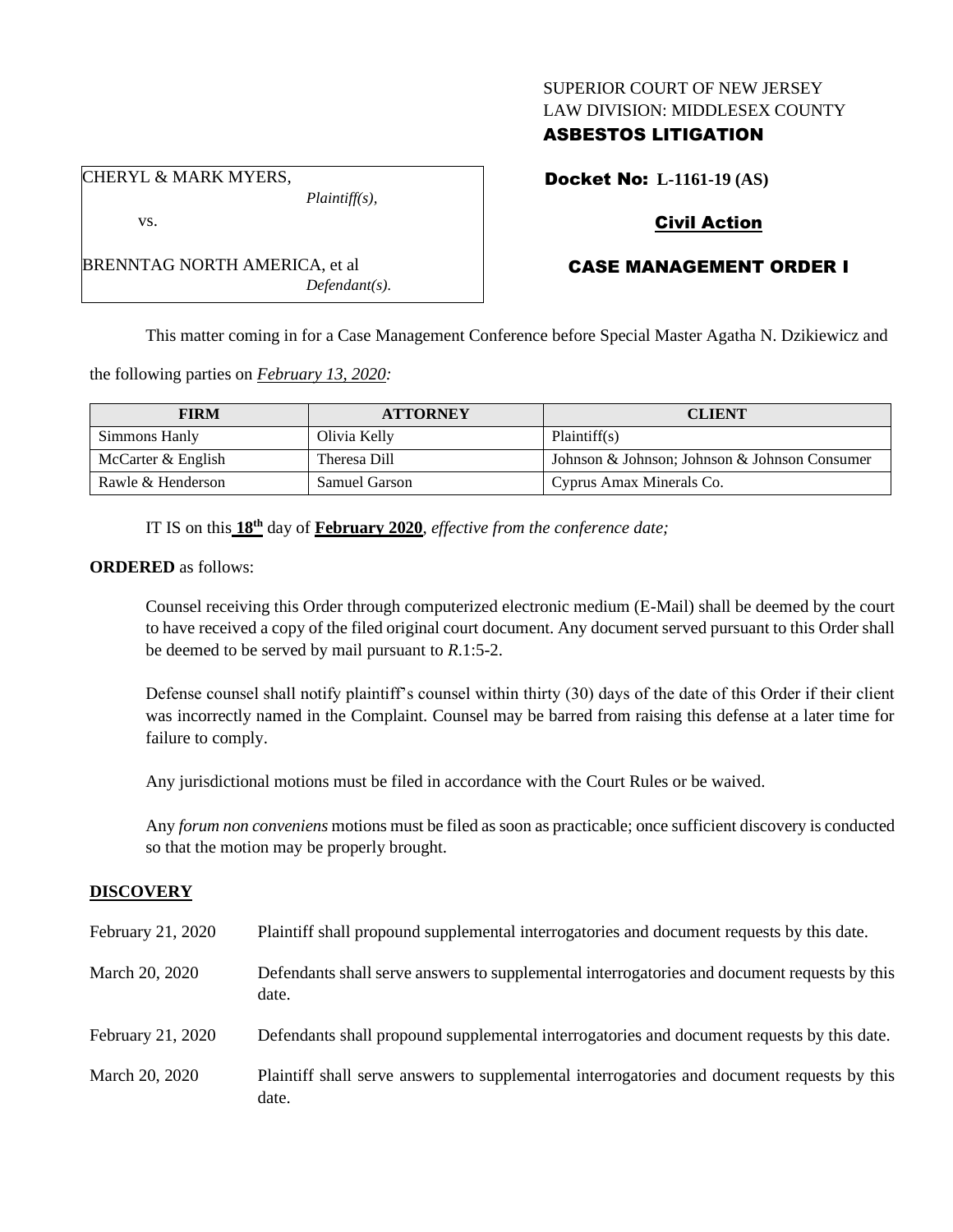SUPERIOR COURT OF NEW JERSEY
LAW DIVISION: MIDDLESEX COUNTY
**ASBESTOS LITIGATION**

CHERYL & MARK MYERS,
*Plaintiff(s),*

vs.

BRENNTAG NORTH AMERICA, et al
*Defendant(s).*

**Docket No: L-1161-19 (AS)**

**Civil Action**

**CASE MANAGEMENT ORDER I**

This matter coming in for a Case Management Conference before Special Master Agatha N. Dzikiewicz and the following parties on *February 13, 2020:*

| FIRM | ATTORNEY | CLIENT |
|---|---|---|
| Simmons Hanly | Olivia Kelly | Plaintiff(s) |
| McCarter & English | Theresa Dill | Johnson & Johnson; Johnson & Johnson Consumer |
| Rawle & Henderson | Samuel Garson | Cyprus Amax Minerals Co. |

IT IS on this **18th** day of **February 2020**, *effective from the conference date;*

**ORDERED** as follows:

Counsel receiving this Order through computerized electronic medium (E-Mail) shall be deemed by the court to have received a copy of the filed original court document. Any document served pursuant to this Order shall be deemed to be served by mail pursuant to *R*.1:5-2.

Defense counsel shall notify plaintiff's counsel within thirty (30) days of the date of this Order if their client was incorrectly named in the Complaint. Counsel may be barred from raising this defense at a later time for failure to comply.

Any jurisdictional motions must be filed in accordance with the Court Rules or be waived.

Any *forum non conveniens* motions must be filed as soon as practicable; once sufficient discovery is conducted so that the motion may be properly brought.

## DISCOVERY

| | |
|---|---|
| February 21, 2020 | Plaintiff shall propound supplemental interrogatories and document requests by this date. |
| March 20, 2020 | Defendants shall serve answers to supplemental interrogatories and document requests by this date. |
| February 21, 2020 | Defendants shall propound supplemental interrogatories and document requests by this date. |
| March 20, 2020 | Plaintiff shall serve answers to supplemental interrogatories and document requests by this date. |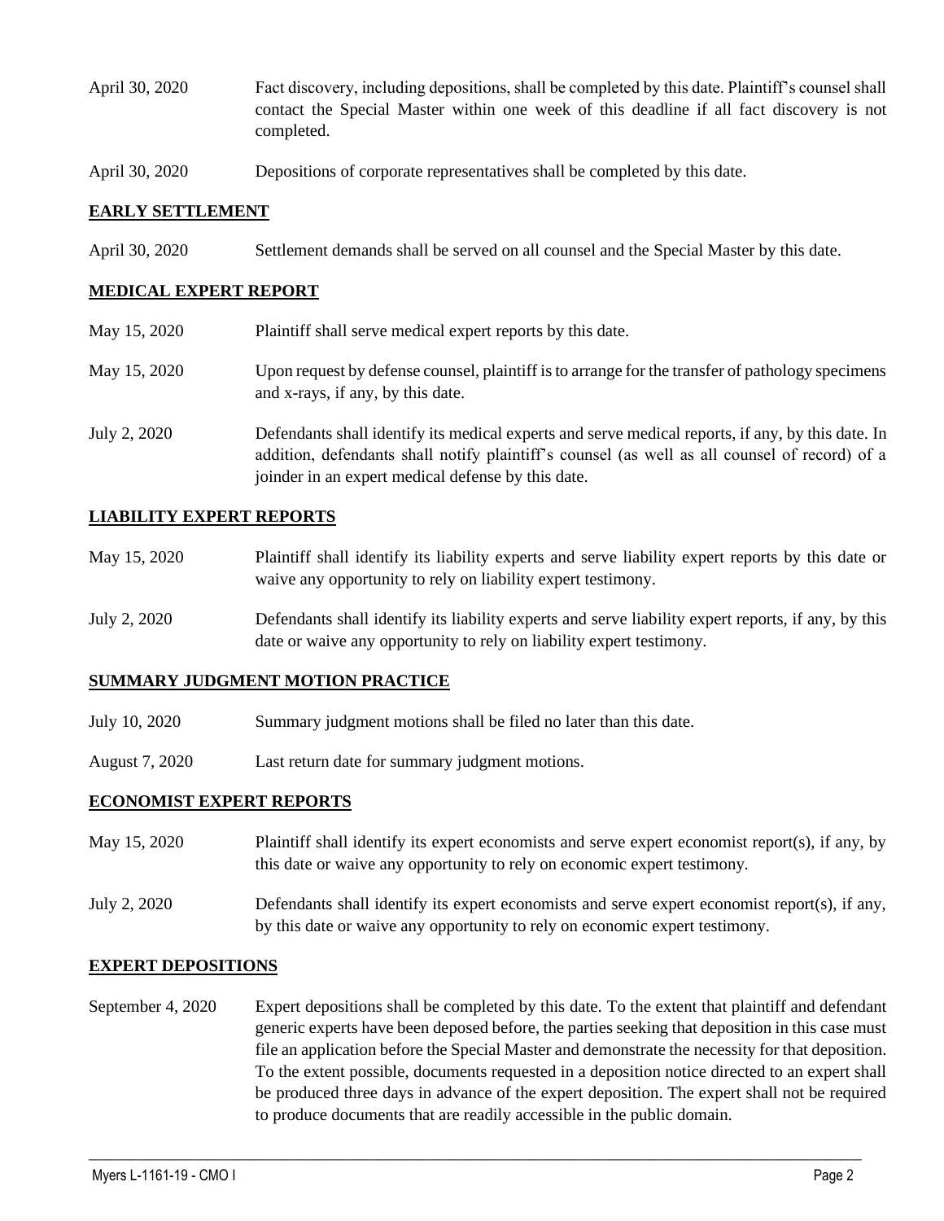April 30, 2020 Fact discovery, including depositions, shall be completed by this date. Plaintiff's counsel shall contact the Special Master within one week of this deadline if all fact discovery is not completed.

April 30, 2020 Depositions of corporate representatives shall be completed by this date.

**EARLY SETTLEMENT**

April 30, 2020 Settlement demands shall be served on all counsel and the Special Master by this date.

**MEDICAL EXPERT REPORT**

May 15, 2020 Plaintiff shall serve medical expert reports by this date.

May 15, 2020 Upon request by defense counsel, plaintiff is to arrange for the transfer of pathology specimens and x-rays, if any, by this date.

July 2, 2020 Defendants shall identify its medical experts and serve medical reports, if any, by this date. In addition, defendants shall notify plaintiff's counsel (as well as all counsel of record) of a joinder in an expert medical defense by this date.

**LIABILITY EXPERT REPORTS**

May 15, 2020 Plaintiff shall identify its liability experts and serve liability expert reports by this date or waive any opportunity to rely on liability expert testimony.

July 2, 2020 Defendants shall identify its liability experts and serve liability expert reports, if any, by this date or waive any opportunity to rely on liability expert testimony.

**SUMMARY JUDGMENT MOTION PRACTICE**

July 10, 2020 Summary judgment motions shall be filed no later than this date.

August 7, 2020 Last return date for summary judgment motions.

**ECONOMIST EXPERT REPORTS**

May 15, 2020 Plaintiff shall identify its expert economists and serve expert economist report(s), if any, by this date or waive any opportunity to rely on economic expert testimony.

July 2, 2020 Defendants shall identify its expert economists and serve expert economist report(s), if any, by this date or waive any opportunity to rely on economic expert testimony.

**EXPERT DEPOSITIONS**

September 4, 2020 Expert depositions shall be completed by this date. To the extent that plaintiff and defendant generic experts have been deposed before, the parties seeking that deposition in this case must file an application before the Special Master and demonstrate the necessity for that deposition. To the extent possible, documents requested in a deposition notice directed to an expert shall be produced three days in advance of the expert deposition. The expert shall not be required to produce documents that are readily accessible in the public domain.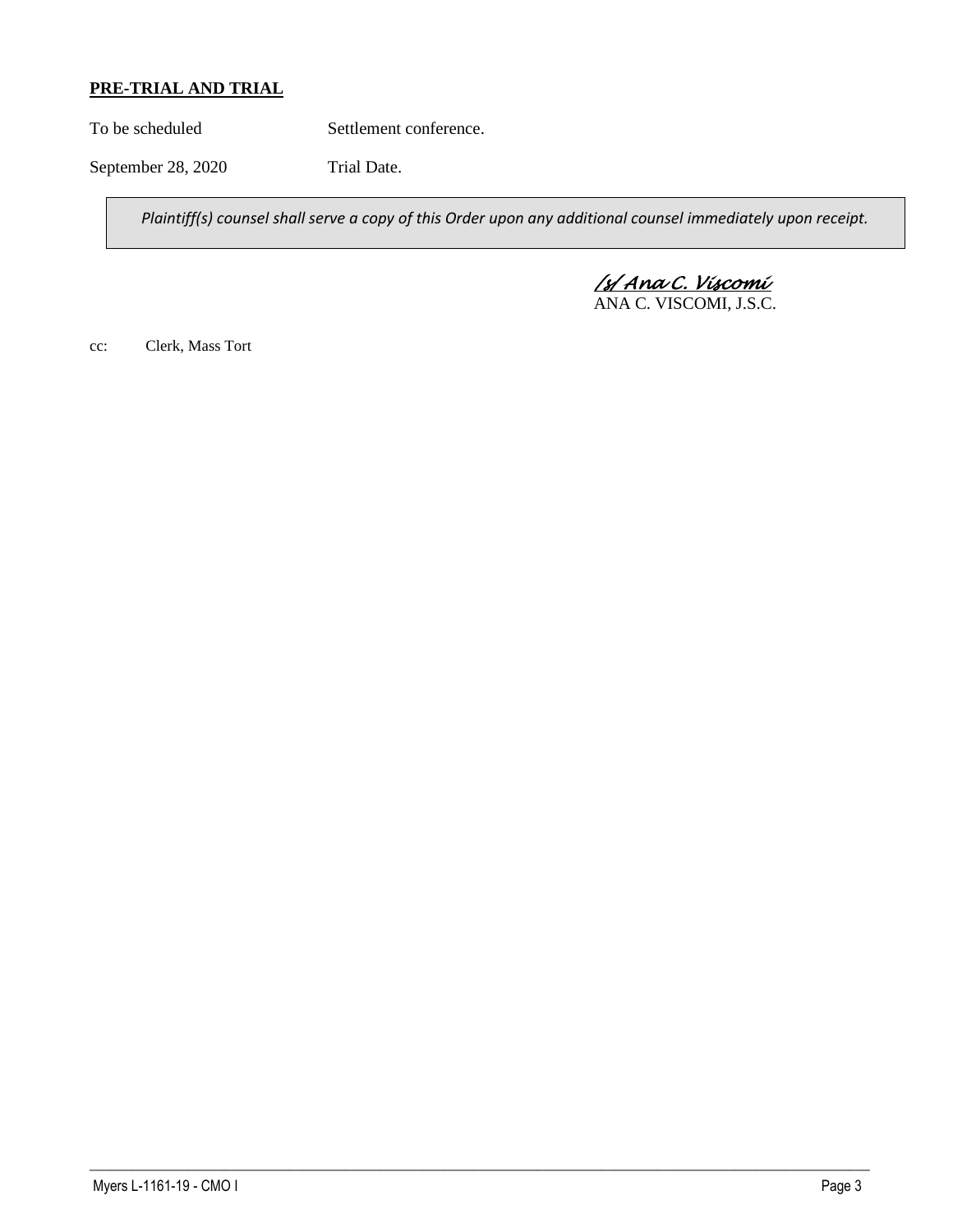**PRE-TRIAL AND TRIAL**

| | |
|---|---|
| To be scheduled | Settlement conference. |
| September 28, 2020 | Trial Date. |

*Plaintiff(s) counsel shall serve a copy of this Order upon any additional counsel immediately upon receipt.*

*/s/ Ana C. Viscomi*
ANA C. VISCOMI, J.S.C.

cc: Clerk, Mass Tort